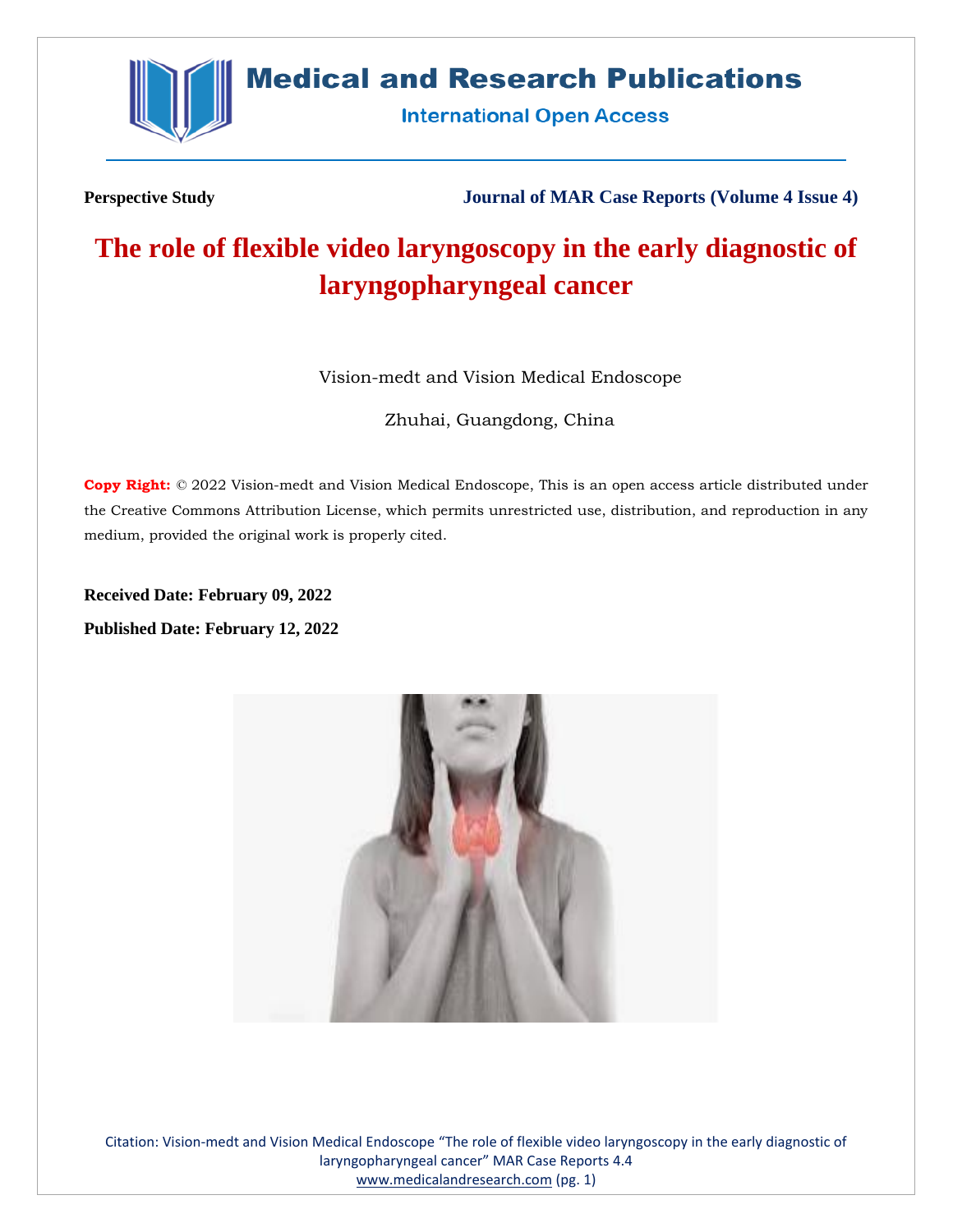Perspective Study

Journal of MAR Case Reports (Volume 4 Issue 4)

# The role of flexible video laryngoscopy in the early diagnostic of laryngopharyngeal cancer

Vision-medt and Vision Medical Endoscope

Zhuhai, Guangdong, China

**Copy Right:** © 2022 Vision-medt and Vision Medical Endoscope, This is an open access article distributed under the Creative Commons Attribution License, which permits unrestricted use, distribution, and reproduction in any medium, provided the original work is properly cited.

**Received Date: February 09, 2022**

**Published Date: February 12, 2022**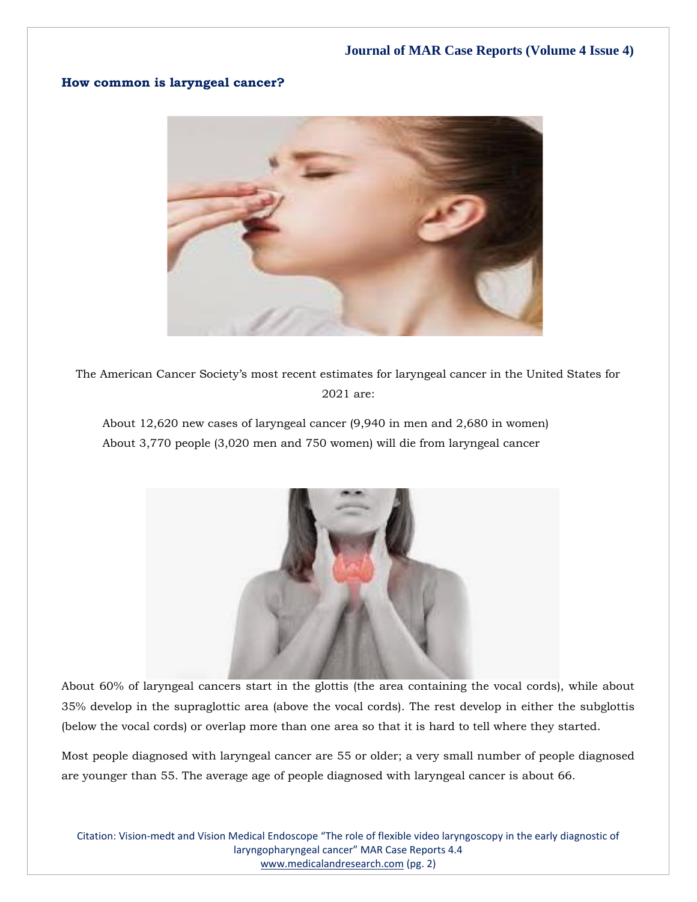## How common is laryngeal cancer?

The American Cancer Society's most recent estimates for laryngeal cancer in the United States for 2021 are:

About 12,620 new cases of laryngeal cancer (9,940 in men and 2,680 in women)
About 3,770 people (3,020 men and 750 women) will die from laryngeal cancer

About 60% of laryngeal cancers start in the glottis (the area containing the vocal cords), while about 35% develop in the supraglottic area (above the vocal cords). The rest develop in either the subglottis (below the vocal cords) or overlap more than one area so that it is hard to tell where they started.

Most people diagnosed with laryngeal cancer are 55 or older; a very small number of people diagnosed are younger than 55. The average age of people diagnosed with laryngeal cancer is about 66.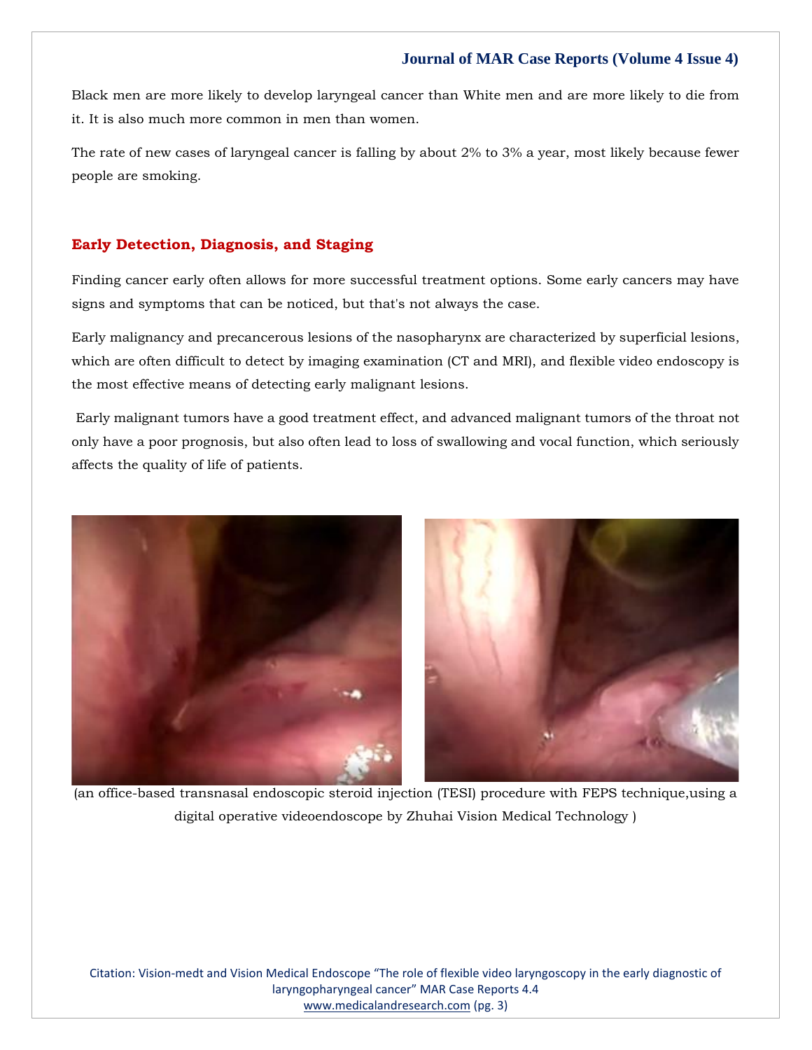Black men are more likely to develop laryngeal cancer than White men and are more likely to die from it. It is also much more common in men than women.

The rate of new cases of laryngeal cancer is falling by about 2% to 3% a year, most likely because fewer people are smoking.

## Early Detection, Diagnosis, and Staging

Finding cancer early often allows for more successful treatment options. Some early cancers may have signs and symptoms that can be noticed, but that's not always the case.

Early malignancy and precancerous lesions of the nasopharynx are characterized by superficial lesions, which are often difficult to detect by imaging examination (CT and MRI), and flexible video endoscopy is the most effective means of detecting early malignant lesions.

Early malignant tumors have a good treatment effect, and advanced malignant tumors of the throat not only have a poor prognosis, but also often lead to loss of swallowing and vocal function, which seriously affects the quality of life of patients.

(an office-based transnasal endoscopic steroid injection (TESI) procedure with FEPS technique,using a digital operative videoendoscope by Zhuhai Vision Medical Technology )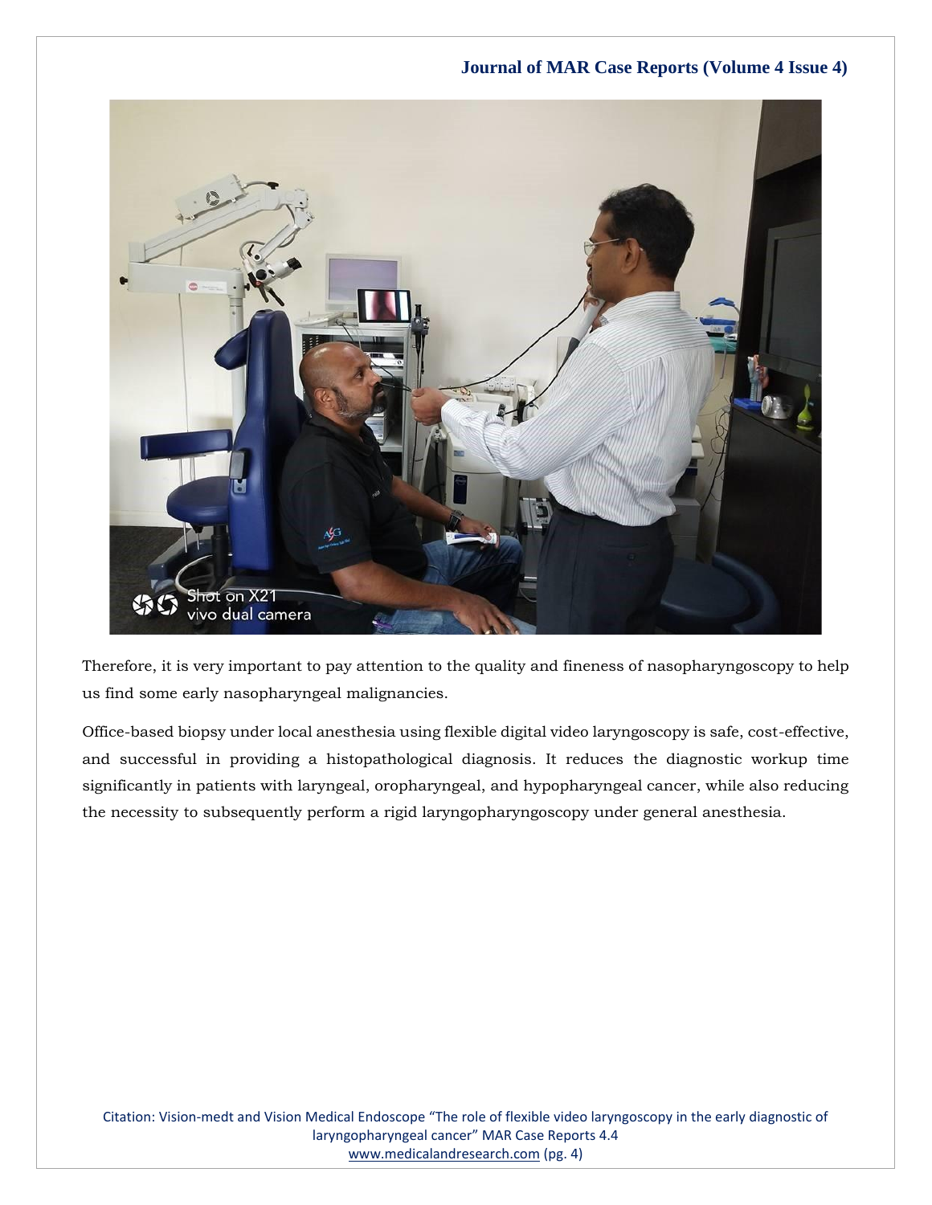Therefore, it is very important to pay attention to the quality and fineness of nasopharyngoscopy to help us find some early nasopharyngeal malignancies.

Office-based biopsy under local anesthesia using flexible digital video laryngoscopy is safe, cost-effective, and successful in providing a histopathological diagnosis. It reduces the diagnostic workup time significantly in patients with laryngeal, oropharyngeal, and hypopharyngeal cancer, while also reducing the necessity to subsequently perform a rigid laryngopharyngoscopy under general anesthesia.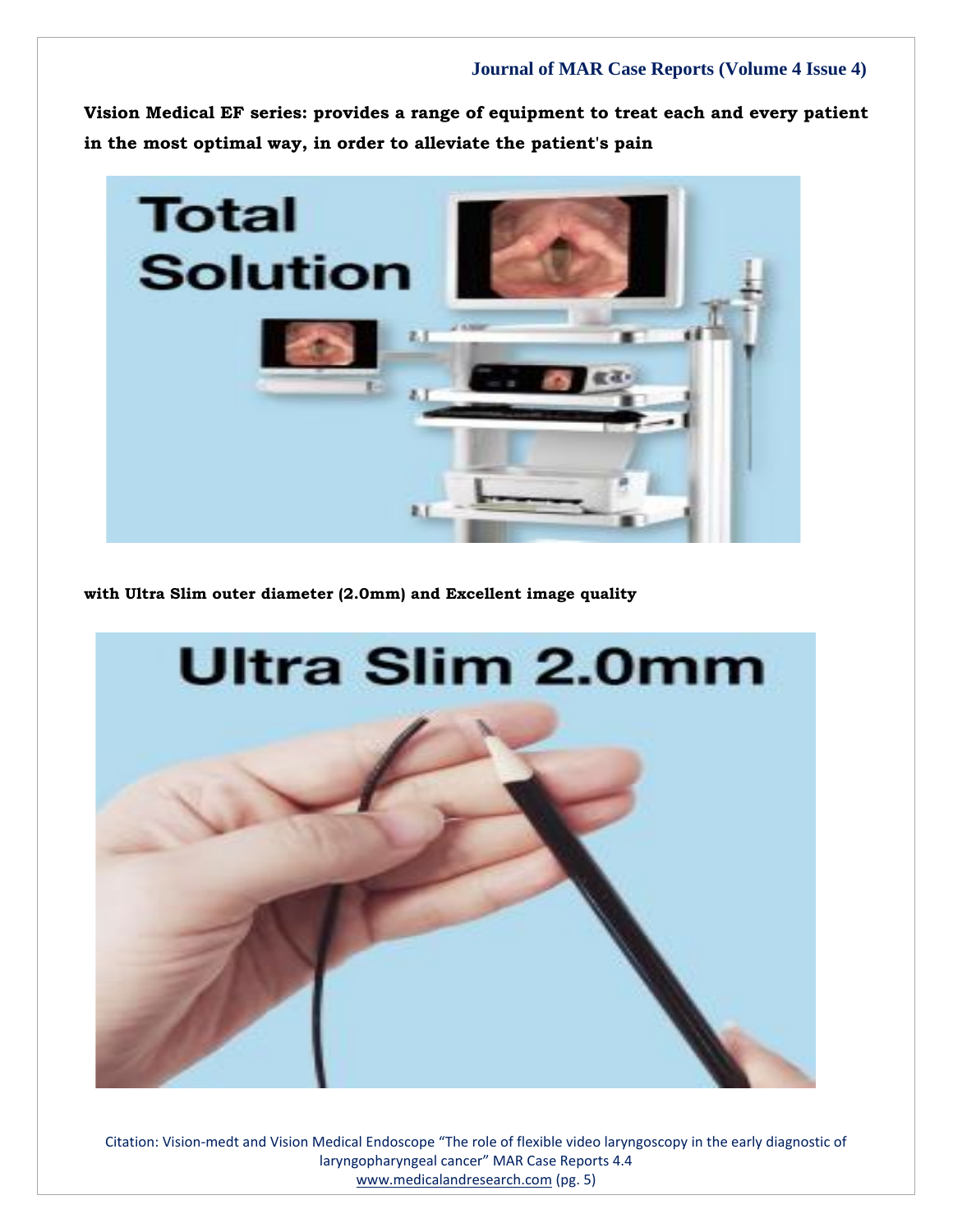**Vision Medical EF series: provides a range of equipment to treat each and every patient in the most optimal way, in order to alleviate the patient's pain**

**with Ultra Slim outer diameter (2.0mm) and Excellent image quality**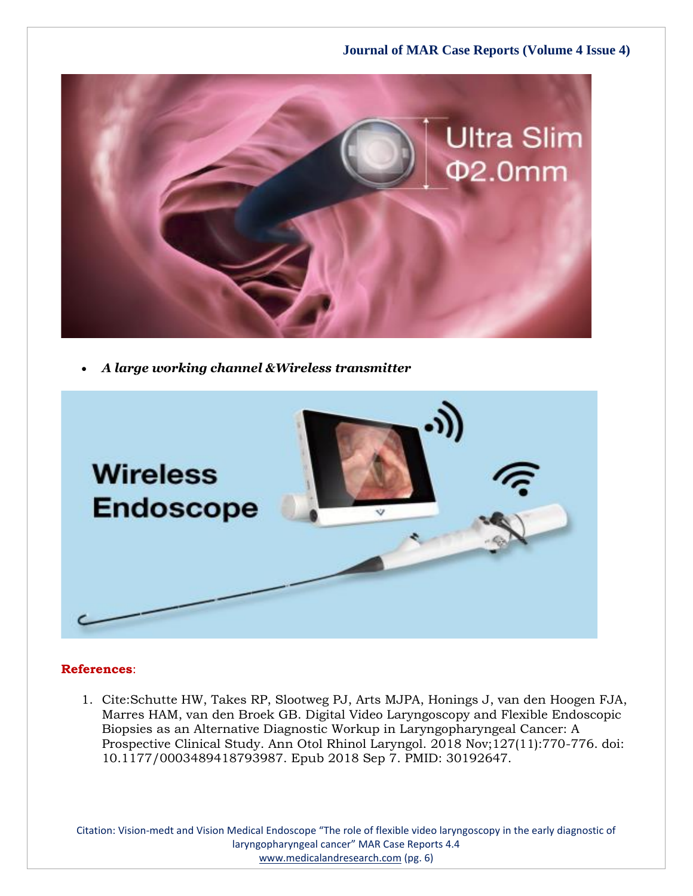- ***A large working channel &Wireless transmitter***

**References**:

1. Cite:Schutte HW, Takes RP, Slootweg PJ, Arts MJPA, Honings J, van den Hoogen FJA, Marres HAM, van den Broek GB. Digital Video Laryngoscopy and Flexible Endoscopic Biopsies as an Alternative Diagnostic Workup in Laryngopharyngeal Cancer: A Prospective Clinical Study. Ann Otol Rhinol Laryngol. 2018 Nov;127(11):770-776. doi: 10.1177/0003489418793987. Epub 2018 Sep 7. PMID: 30192647.